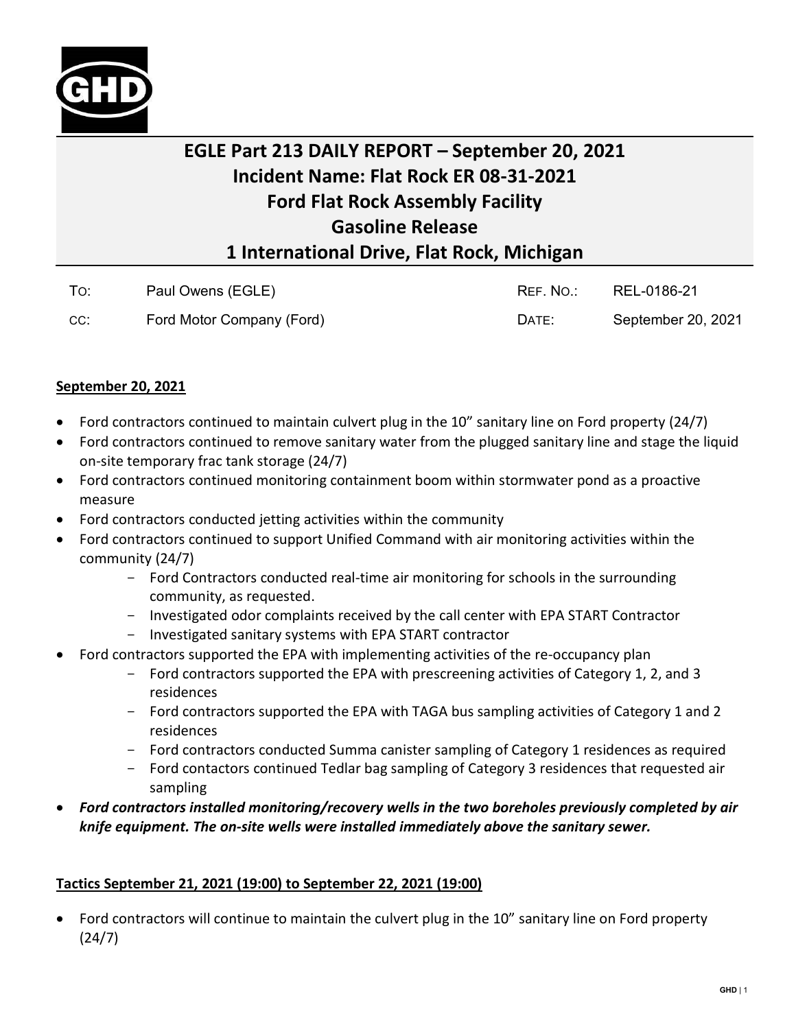# EGLE Part 213 DAILY REPORT – September 20, 2021
# Incident Name: Flat Rock ER 08-31-2021
# Ford Flat Rock Assembly Facility
# Gasoline Release
# 1 International Drive, Flat Rock, Michigan

| | | | |
|---|---|---|---|
| TO: | Paul Owens (EGLE) | REF. NO.: | REL-0186-21 |
| CC: | Ford Motor Company (Ford) | DATE: | September 20, 2021 |

**September 20, 2021**

- Ford contractors continued to maintain culvert plug in the 10" sanitary line on Ford property (24/7)
- Ford contractors continued to remove sanitary water from the plugged sanitary line and stage the liquid on-site temporary frac tank storage (24/7)
- Ford contractors continued monitoring containment boom within stormwater pond as a proactive measure
- Ford contractors conducted jetting activities within the community
- Ford contractors continued to support Unified Command with air monitoring activities within the community (24/7)
  - Ford Contractors conducted real-time air monitoring for schools in the surrounding community, as requested.
  - Investigated odor complaints received by the call center with EPA START Contractor
  - Investigated sanitary systems with EPA START contractor
- Ford contractors supported the EPA with implementing activities of the re-occupancy plan
  - Ford contractors supported the EPA with prescreening activities of Category 1, 2, and 3 residences
  - Ford contractors supported the EPA with TAGA bus sampling activities of Category 1 and 2 residences
  - Ford contractors conducted Summa canister sampling of Category 1 residences as required
  - Ford contactors continued Tedlar bag sampling of Category 3 residences that requested air sampling
- ***Ford contractors installed monitoring/recovery wells in the two boreholes previously completed by air knife equipment. The on-site wells were installed immediately above the sanitary sewer.***

**Tactics September 21, 2021 (19:00) to September 22, 2021 (19:00)**

- Ford contractors will continue to maintain the culvert plug in the 10" sanitary line on Ford property (24/7)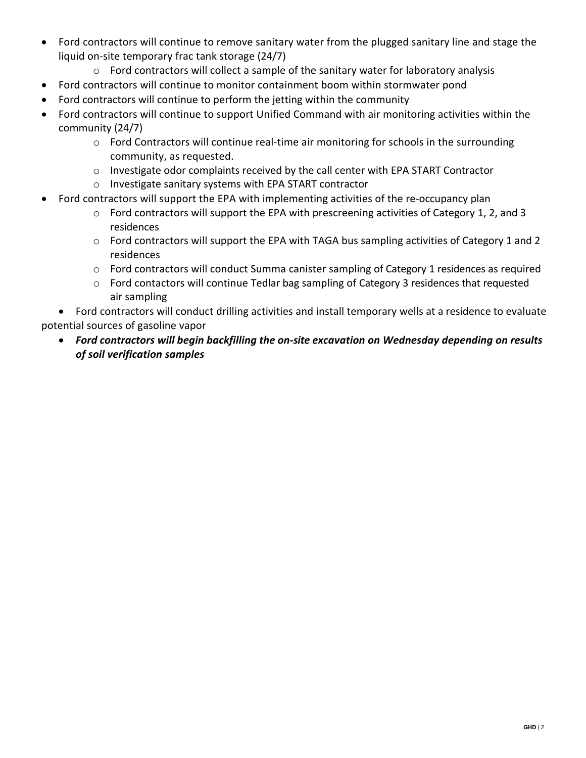- Ford contractors will continue to remove sanitary water from the plugged sanitary line and stage the liquid on-site temporary frac tank storage (24/7)
    - Ford contractors will collect a sample of the sanitary water for laboratory analysis
- Ford contractors will continue to monitor containment boom within stormwater pond
- Ford contractors will continue to perform the jetting within the community
- Ford contractors will continue to support Unified Command with air monitoring activities within the community (24/7)
    - Ford Contractors will continue real-time air monitoring for schools in the surrounding community, as requested.
    - Investigate odor complaints received by the call center with EPA START Contractor
    - Investigate sanitary systems with EPA START contractor
- Ford contractors will support the EPA with implementing activities of the re-occupancy plan
    - Ford contractors will support the EPA with prescreening activities of Category 1, 2, and 3 residences
    - Ford contractors will support the EPA with TAGA bus sampling activities of Category 1 and 2 residences
    - Ford contractors will conduct Summa canister sampling of Category 1 residences as required
    - Ford contactors will continue Tedlar bag sampling of Category 3 residences that requested air sampling
- Ford contractors will conduct drilling activities and install temporary wells at a residence to evaluate potential sources of gasoline vapor
- ***Ford contractors will begin backfilling the on-site excavation on Wednesday depending on results of soil verification samples***